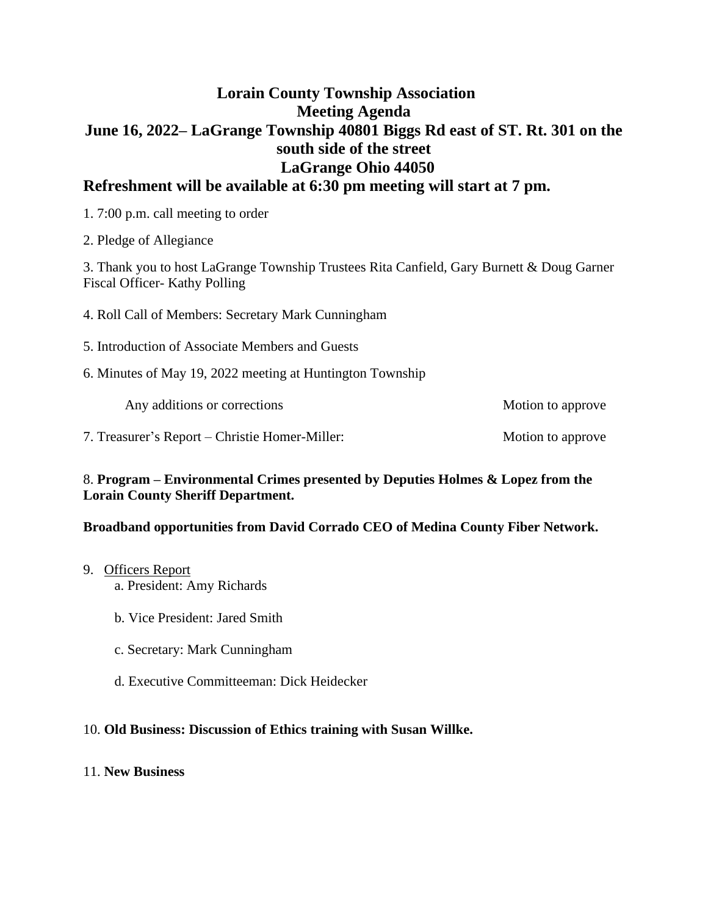# Lorain County Township Association

## Meeting Agenda

## June 16, 2022– LaGrange Township 40801 Biggs Rd east of ST. Rt. 301 on the south side of the street

## LaGrange Ohio 44050

## Refreshment will be available at 6:30 pm meeting will start at 7 pm.

1. 7:00 p.m. call meeting to order

2. Pledge of Allegiance

3. Thank you to host LaGrange Township Trustees Rita Canfield, Gary Burnett & Doug Garner Fiscal Officer- Kathy Polling

4. Roll Call of Members: Secretary Mark Cunningham

5. Introduction of Associate Members and Guests

6. Minutes of May 19, 2022 meeting at Huntington Township

    Any additions or corrections — Motion to approve

7. Treasurer's Report – Christie Homer-Miller: — Motion to approve

8. **Program – Environmental Crimes presented by Deputies Holmes & Lopez from the Lorain County Sheriff Department.**

**Broadband opportunities from David Corrado CEO of Medina County Fiber Network.**

9. Officers Report
   a. President: Amy Richards

   b. Vice President: Jared Smith

   c. Secretary: Mark Cunningham

   d. Executive Committeeman: Dick Heidecker

10. **Old Business: Discussion of Ethics training with Susan Willke.**

11. **New Business**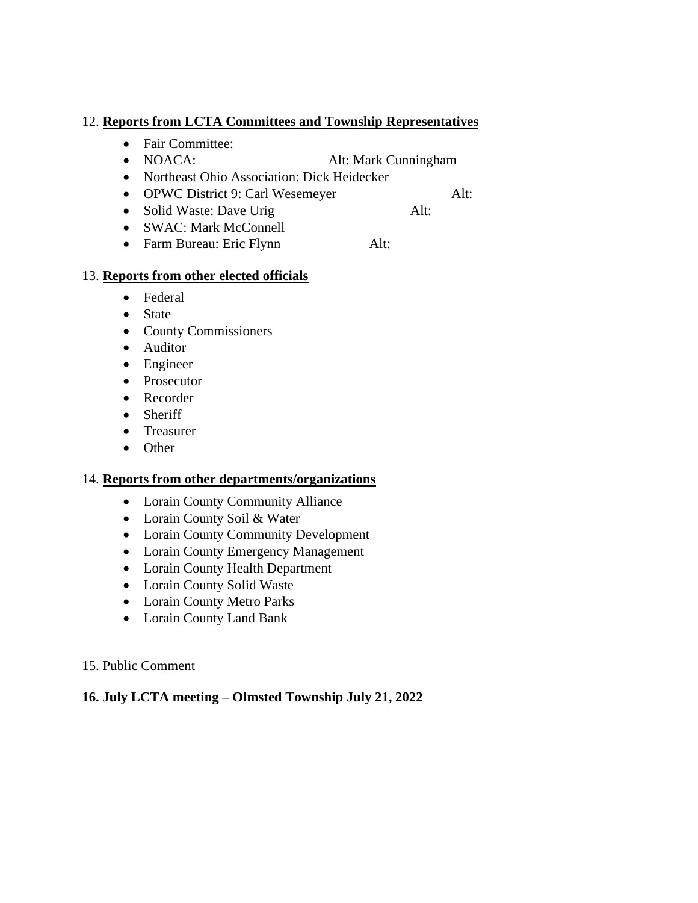12. **Reports from LCTA Committees and Township Representatives**

- Fair Committee:
- NOACA: Alt: Mark Cunningham
- Northeast Ohio Association: Dick Heidecker
- OPWC District 9: Carl Wesemeyer Alt:
- Solid Waste: Dave Urig Alt:
- SWAC: Mark McConnell
- Farm Bureau: Eric Flynn Alt:

13. **Reports from other elected officials**

- Federal
- State
- County Commissioners
- Auditor
- Engineer
- Prosecutor
- Recorder
- Sheriff
- Treasurer
- Other

14. **Reports from other departments/organizations**

- Lorain County Community Alliance
- Lorain County Soil & Water
- Lorain County Community Development
- Lorain County Emergency Management
- Lorain County Health Department
- Lorain County Solid Waste
- Lorain County Metro Parks
- Lorain County Land Bank

15. Public Comment

**16. July LCTA meeting – Olmsted Township July 21, 2022**